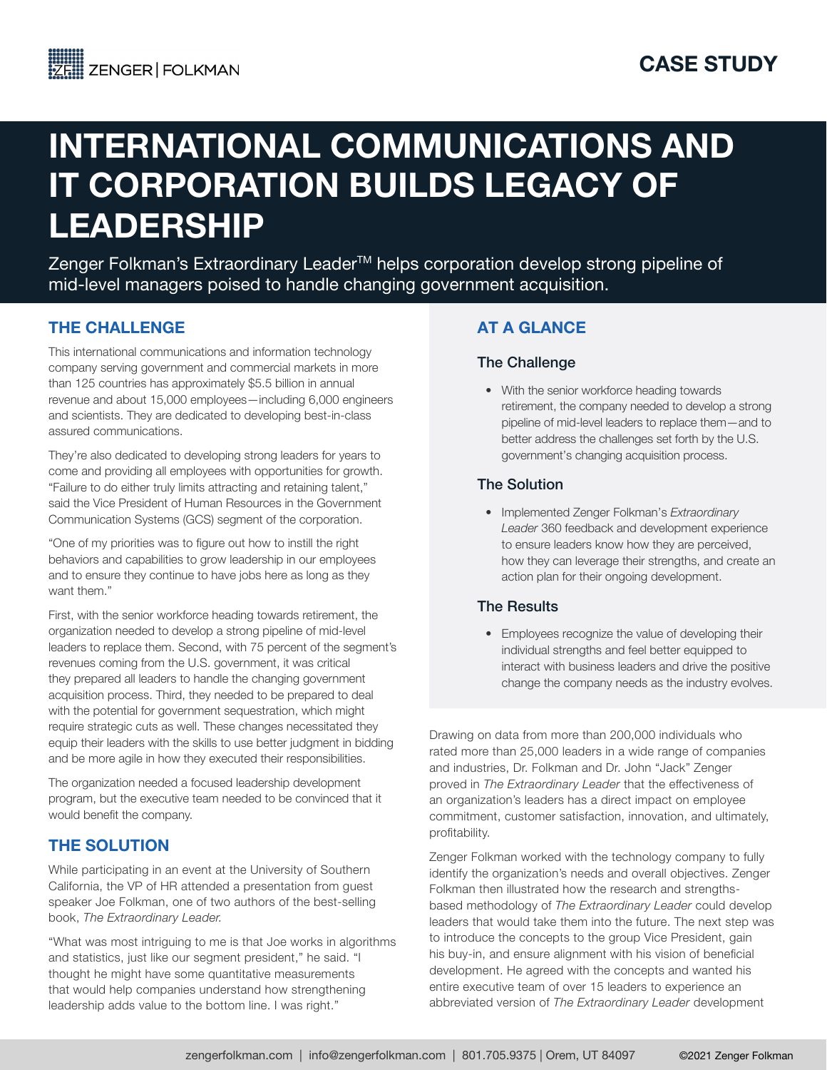ZENGER | FOLKMAN

CASE STUDY

# INTERNATIONAL COMMUNICATIONS AND IT CORPORATION BUILDS LEGACY OF LEADERSHIP

Zenger Folkman's Extraordinary Leader™ helps corporation develop strong pipeline of mid-level managers poised to handle changing government acquisition.

## THE CHALLENGE

This international communications and information technology company serving government and commercial markets in more than 125 countries has approximately $5.5 billion in annual revenue and about 15,000 employees—including 6,000 engineers and scientists. They are dedicated to developing best-in-class assured communications.

They're also dedicated to developing strong leaders for years to come and providing all employees with opportunities for growth. "Failure to do either truly limits attracting and retaining talent," said the Vice President of Human Resources in the Government Communication Systems (GCS) segment of the corporation.

"One of my priorities was to figure out how to instill the right behaviors and capabilities to grow leadership in our employees and to ensure they continue to have jobs here as long as they want them."

First, with the senior workforce heading towards retirement, the organization needed to develop a strong pipeline of mid-level leaders to replace them. Second, with 75 percent of the segment's revenues coming from the U.S. government, it was critical they prepared all leaders to handle the changing government acquisition process. Third, they needed to be prepared to deal with the potential for government sequestration, which might require strategic cuts as well. These changes necessitated they equip their leaders with the skills to use better judgment in bidding and be more agile in how they executed their responsibilities.

The organization needed a focused leadership development program, but the executive team needed to be convinced that it would benefit the company.

## THE SOLUTION

While participating in an event at the University of Southern California, the VP of HR attended a presentation from guest speaker Joe Folkman, one of two authors of the best-selling book, *The Extraordinary Leader.*

"What was most intriguing to me is that Joe works in algorithms and statistics, just like our segment president," he said. "I thought he might have some quantitative measurements that would help companies understand how strengthening leadership adds value to the bottom line. I was right."

## AT A GLANCE

### The Challenge

- With the senior workforce heading towards retirement, the company needed to develop a strong pipeline of mid-level leaders to replace them—and to better address the challenges set forth by the U.S. government's changing acquisition process.

### The Solution

- Implemented Zenger Folkman's *Extraordinary Leader* 360 feedback and development experience to ensure leaders know how they are perceived, how they can leverage their strengths, and create an action plan for their ongoing development.

### The Results

- Employees recognize the value of developing their individual strengths and feel better equipped to interact with business leaders and drive the positive change the company needs as the industry evolves.

Drawing on data from more than 200,000 individuals who rated more than 25,000 leaders in a wide range of companies and industries, Dr. Folkman and Dr. John "Jack" Zenger proved in *The Extraordinary Leader* that the effectiveness of an organization's leaders has a direct impact on employee commitment, customer satisfaction, innovation, and ultimately, profitability.

Zenger Folkman worked with the technology company to fully identify the organization's needs and overall objectives. Zenger Folkman then illustrated how the research and strengths-based methodology of *The Extraordinary Leader* could develop leaders that would take them into the future. The next step was to introduce the concepts to the group Vice President, gain his buy-in, and ensure alignment with his vision of beneficial development. He agreed with the concepts and wanted his entire executive team of over 15 leaders to experience an abbreviated version of *The Extraordinary Leader* development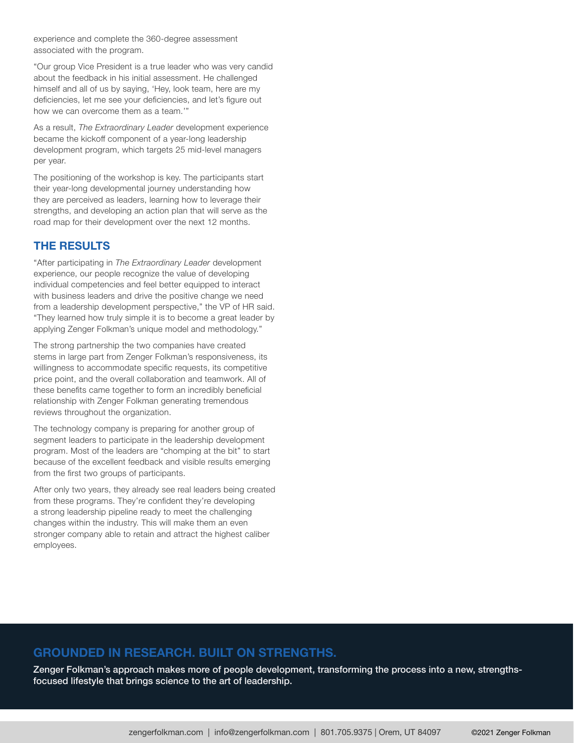experience and complete the 360-degree assessment associated with the program.

"Our group Vice President is a true leader who was very candid about the feedback in his initial assessment. He challenged himself and all of us by saying, 'Hey, look team, here are my deficiencies, let me see your deficiencies, and let's figure out how we can overcome them as a team.'"

As a result, *The Extraordinary Leader* development experience became the kickoff component of a year-long leadership development program, which targets 25 mid-level managers per year.

The positioning of the workshop is key. The participants start their year-long developmental journey understanding how they are perceived as leaders, learning how to leverage their strengths, and developing an action plan that will serve as the road map for their development over the next 12 months.

## THE RESULTS

"After participating in *The Extraordinary Leader* development experience, our people recognize the value of developing individual competencies and feel better equipped to interact with business leaders and drive the positive change we need from a leadership development perspective," the VP of HR said. "They learned how truly simple it is to become a great leader by applying Zenger Folkman's unique model and methodology."

The strong partnership the two companies have created stems in large part from Zenger Folkman's responsiveness, its willingness to accommodate specific requests, its competitive price point, and the overall collaboration and teamwork. All of these benefits came together to form an incredibly beneficial relationship with Zenger Folkman generating tremendous reviews throughout the organization.

The technology company is preparing for another group of segment leaders to participate in the leadership development program. Most of the leaders are "chomping at the bit" to start because of the excellent feedback and visible results emerging from the first two groups of participants.

After only two years, they already see real leaders being created from these programs. They're confident they're developing a strong leadership pipeline ready to meet the challenging changes within the industry. This will make them an even stronger company able to retain and attract the highest caliber employees.

## GROUNDED IN RESEARCH. BUILT ON STRENGTHS.

**Zenger Folkman's approach makes more of people development, transforming the process into a new, strengths-focused lifestyle that brings science to the art of leadership.**

zengerfolkman.com | info@zengerfolkman.com | 801.705.9375 | Orem, UT 84097

©2021 Zenger Folkman